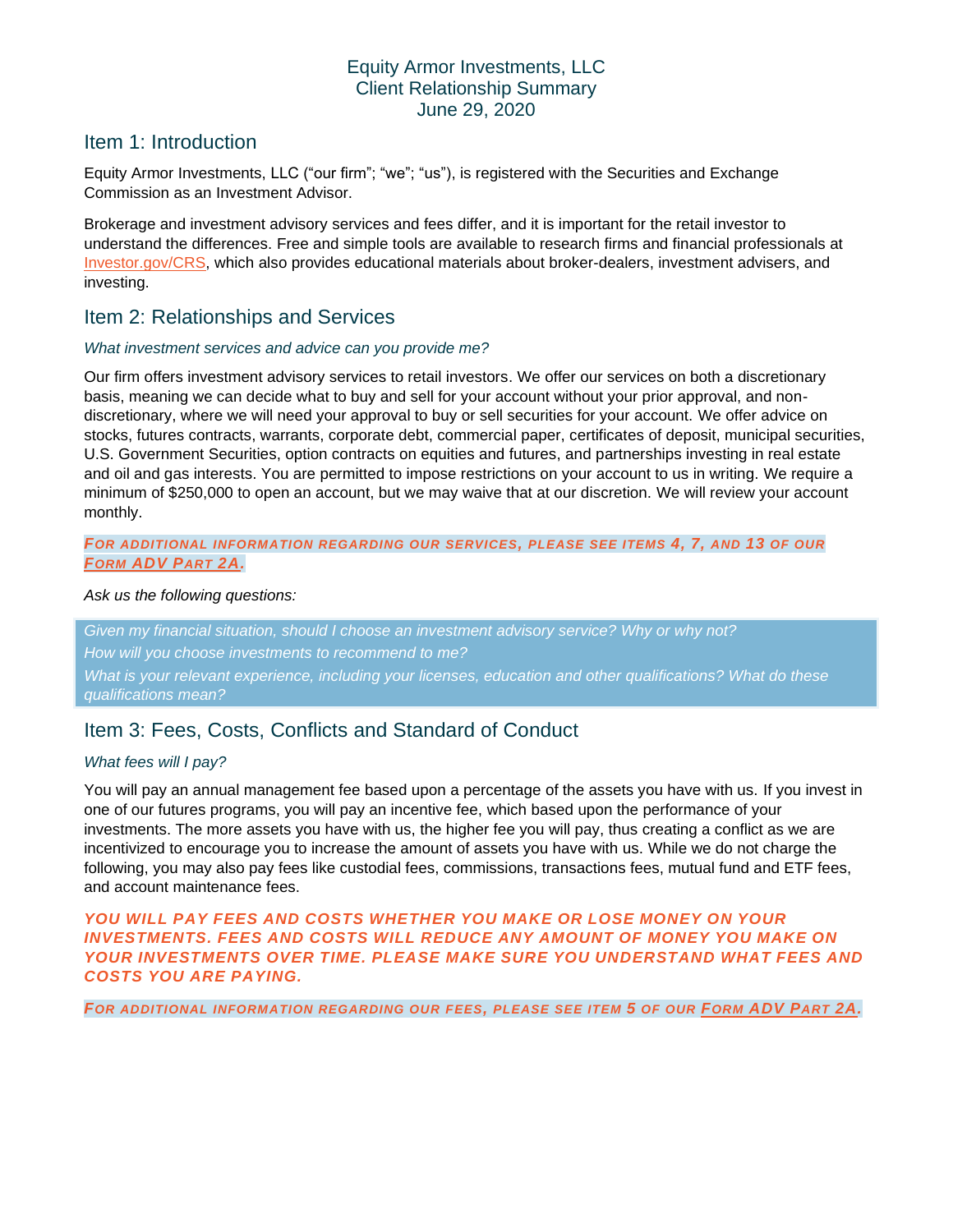Equity Armor Investments, LLC
Client Relationship Summary
June 29, 2020

## Item 1: Introduction

Equity Armor Investments, LLC ("our firm"; "we"; "us"), is registered with the Securities and Exchange Commission as an Investment Advisor.

Brokerage and investment advisory services and fees differ, and it is important for the retail investor to understand the differences. Free and simple tools are available to research firms and financial professionals at Investor.gov/CRS, which also provides educational materials about broker-dealers, investment advisers, and investing.

## Item 2: Relationships and Services

*What investment services and advice can you provide me?*

Our firm offers investment advisory services to retail investors. We offer our services on both a discretionary basis, meaning we can decide what to buy and sell for your account without your prior approval, and non-discretionary, where we will need your approval to buy or sell securities for your account. We offer advice on stocks, futures contracts, warrants, corporate debt, commercial paper, certificates of deposit, municipal securities, U.S. Government Securities, option contracts on equities and futures, and partnerships investing in real estate and oil and gas interests. You are permitted to impose restrictions on your account to us in writing. We require a minimum of $250,000 to open an account, but we may waive that at our discretion. We will review your account monthly.

***For additional information regarding our services, please see items 4, 7, and 13 of our Form ADV Part 2A.***

*Ask us the following questions:*

*Given my financial situation, should I choose an investment advisory service? Why or why not?*
*How will you choose investments to recommend to me?*
*What is your relevant experience, including your licenses, education and other qualifications? What do these qualifications mean?*

## Item 3: Fees, Costs, Conflicts and Standard of Conduct

*What fees will I pay?*

You will pay an annual management fee based upon a percentage of the assets you have with us. If you invest in one of our futures programs, you will pay an incentive fee, which based upon the performance of your investments. The more assets you have with us, the higher fee you will pay, thus creating a conflict as we are incentivized to encourage you to increase the amount of assets you have with us. While we do not charge the following, you may also pay fees like custodial fees, commissions, transactions fees, mutual fund and ETF fees, and account maintenance fees.

***YOU WILL PAY FEES AND COSTS WHETHER YOU MAKE OR LOSE MONEY ON YOUR INVESTMENTS. FEES AND COSTS WILL REDUCE ANY AMOUNT OF MONEY YOU MAKE ON YOUR INVESTMENTS OVER TIME. PLEASE MAKE SURE YOU UNDERSTAND WHAT FEES AND COSTS YOU ARE PAYING.***

***For additional information regarding our fees, please see item 5 of our Form ADV Part 2A.***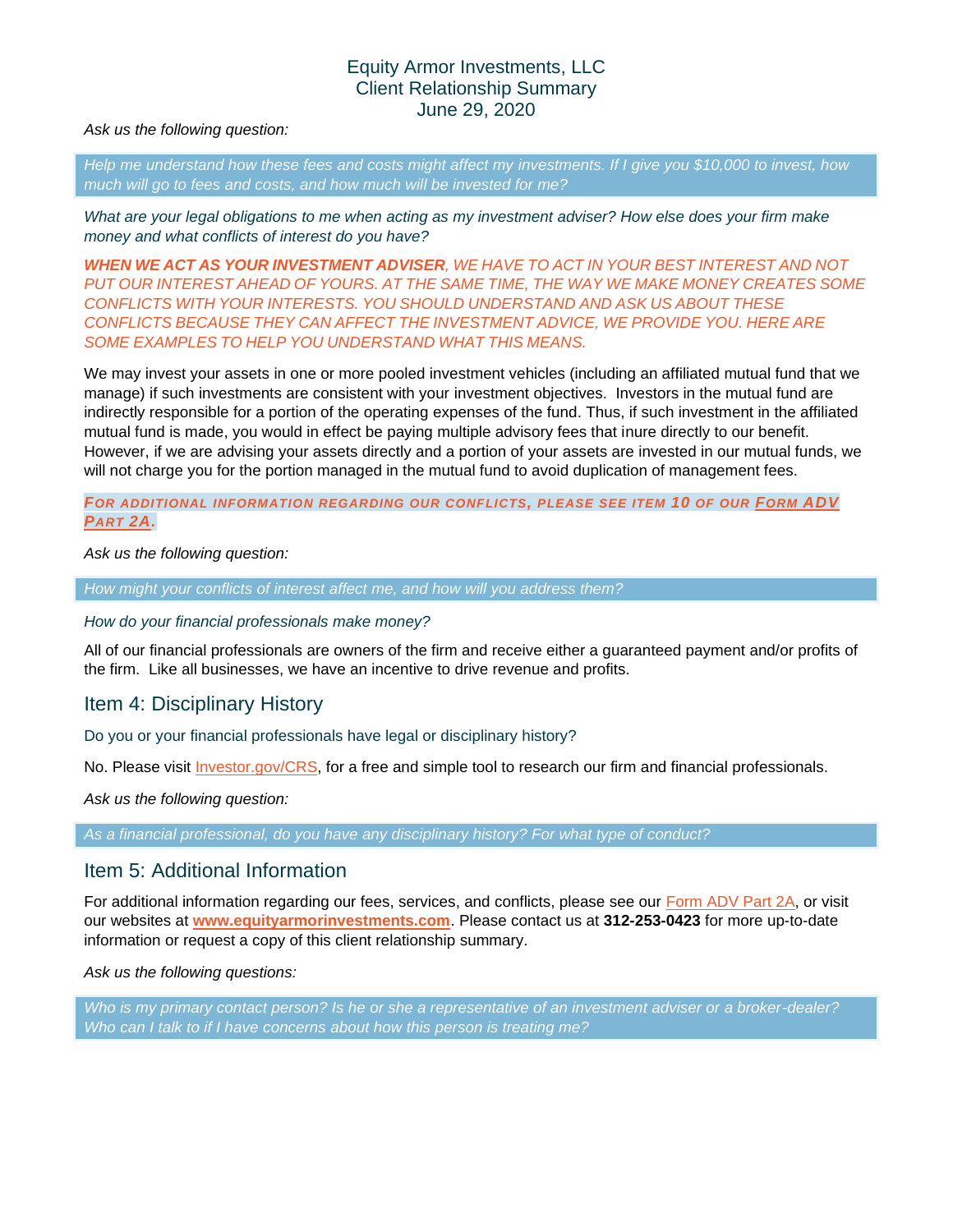Equity Armor Investments, LLC
Client Relationship Summary
June 29, 2020

*Ask us the following question:*

*Help me understand how these fees and costs might affect my investments. If I give you $10,000 to invest, how much will go to fees and costs, and how much will be invested for me?*

*What are your legal obligations to me when acting as my investment adviser? How else does your firm make money and what conflicts of interest do you have?*

***WHEN WE ACT AS YOUR INVESTMENT ADVISER****, WE HAVE TO ACT IN YOUR BEST INTEREST AND NOT PUT OUR INTEREST AHEAD OF YOURS. AT THE SAME TIME, THE WAY WE MAKE MONEY CREATES SOME CONFLICTS WITH YOUR INTERESTS. YOU SHOULD UNDERSTAND AND ASK US ABOUT THESE CONFLICTS BECAUSE THEY CAN AFFECT THE INVESTMENT ADVICE, WE PROVIDE YOU. HERE ARE SOME EXAMPLES TO HELP YOU UNDERSTAND WHAT THIS MEANS.*

We may invest your assets in one or more pooled investment vehicles (including an affiliated mutual fund that we manage) if such investments are consistent with your investment objectives. Investors in the mutual fund are indirectly responsible for a portion of the operating expenses of the fund. Thus, if such investment in the affiliated mutual fund is made, you would in effect be paying multiple advisory fees that inure directly to our benefit. However, if we are advising your assets directly and a portion of your assets are invested in our mutual funds, we will not charge you for the portion managed in the mutual fund to avoid duplication of management fees.

***FOR ADDITIONAL INFORMATION REGARDING OUR CONFLICTS, PLEASE SEE ITEM 10 OF OUR FORM ADV PART 2A.***

*Ask us the following question:*

*How might your conflicts of interest affect me, and how will you address them?*

*How do your financial professionals make money?*

All of our financial professionals are owners of the firm and receive either a guaranteed payment and/or profits of the firm. Like all businesses, we have an incentive to drive revenue and profits.

## Item 4: Disciplinary History

Do you or your financial professionals have legal or disciplinary history?

No. Please visit Investor.gov/CRS, for a free and simple tool to research our firm and financial professionals.

*Ask us the following question:*

*As a financial professional, do you have any disciplinary history? For what type of conduct?*

## Item 5: Additional Information

For additional information regarding our fees, services, and conflicts, please see our Form ADV Part 2A, or visit our websites at **www.equityarmorinvestments.com**. Please contact us at **312-253-0423** for more up-to-date information or request a copy of this client relationship summary.

*Ask us the following questions:*

*Who is my primary contact person? Is he or she a representative of an investment adviser or a broker-dealer? Who can I talk to if I have concerns about how this person is treating me?*